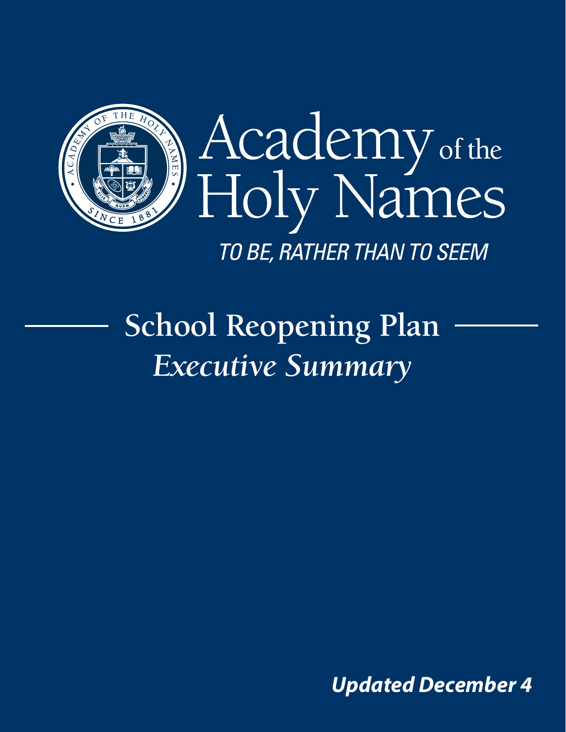# Academy of the Holy Names

*TO BE, RATHER THAN TO SEEM*

## School Reopening Plan
### *Executive Summary*

***Updated December 4***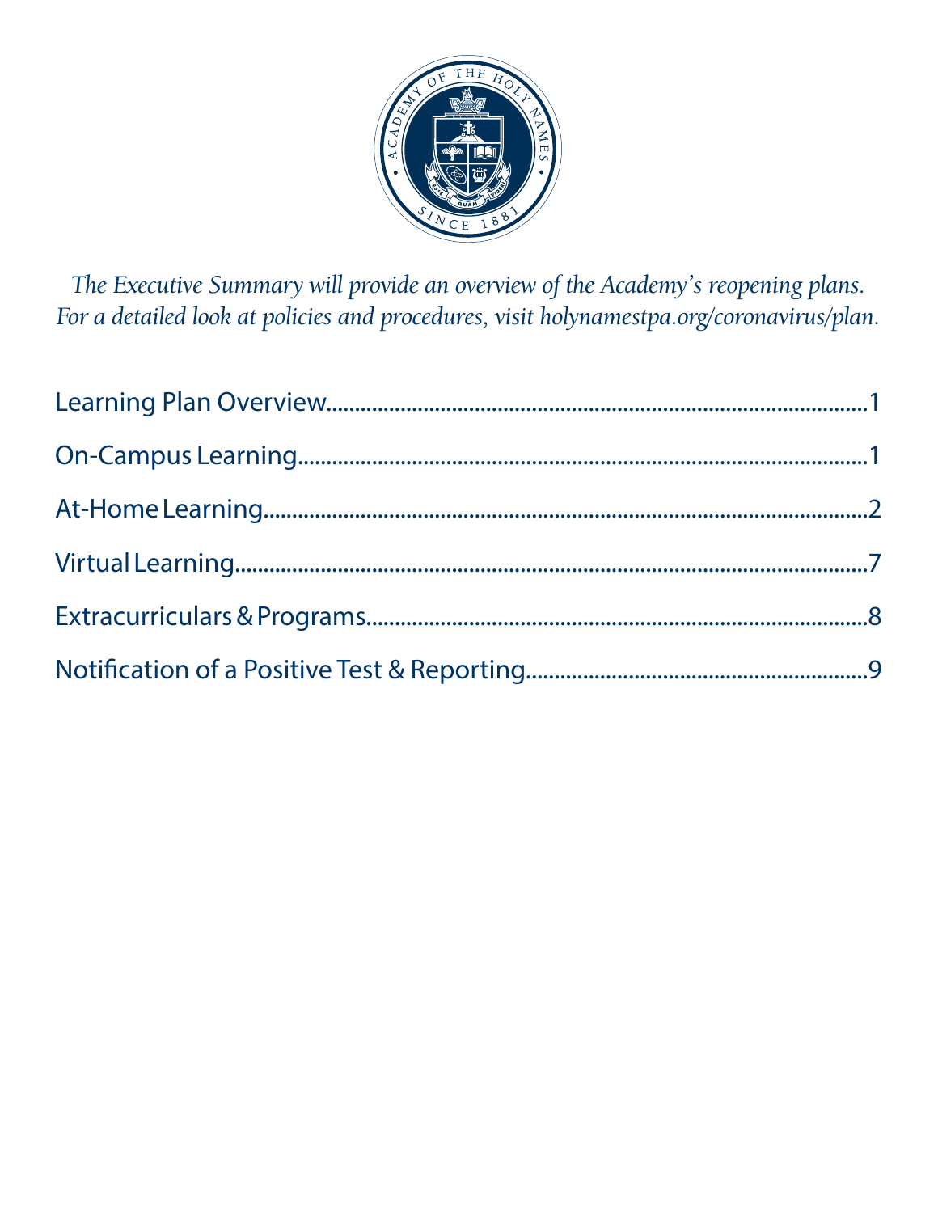*The Executive Summary will provide an overview of the Academy's reopening plans. For a detailed look at policies and procedures, visit holynamestpa.org/coronavirus/plan.*

Learning Plan Overview....................................................................................1

On-Campus Learning........................................................................................1

At-Home Learning............................................................................................2

Virtual Learning................................................................................................7

Extracurriculars & Programs............................................................................8

Notification of a Positive Test & Reporting....................................................9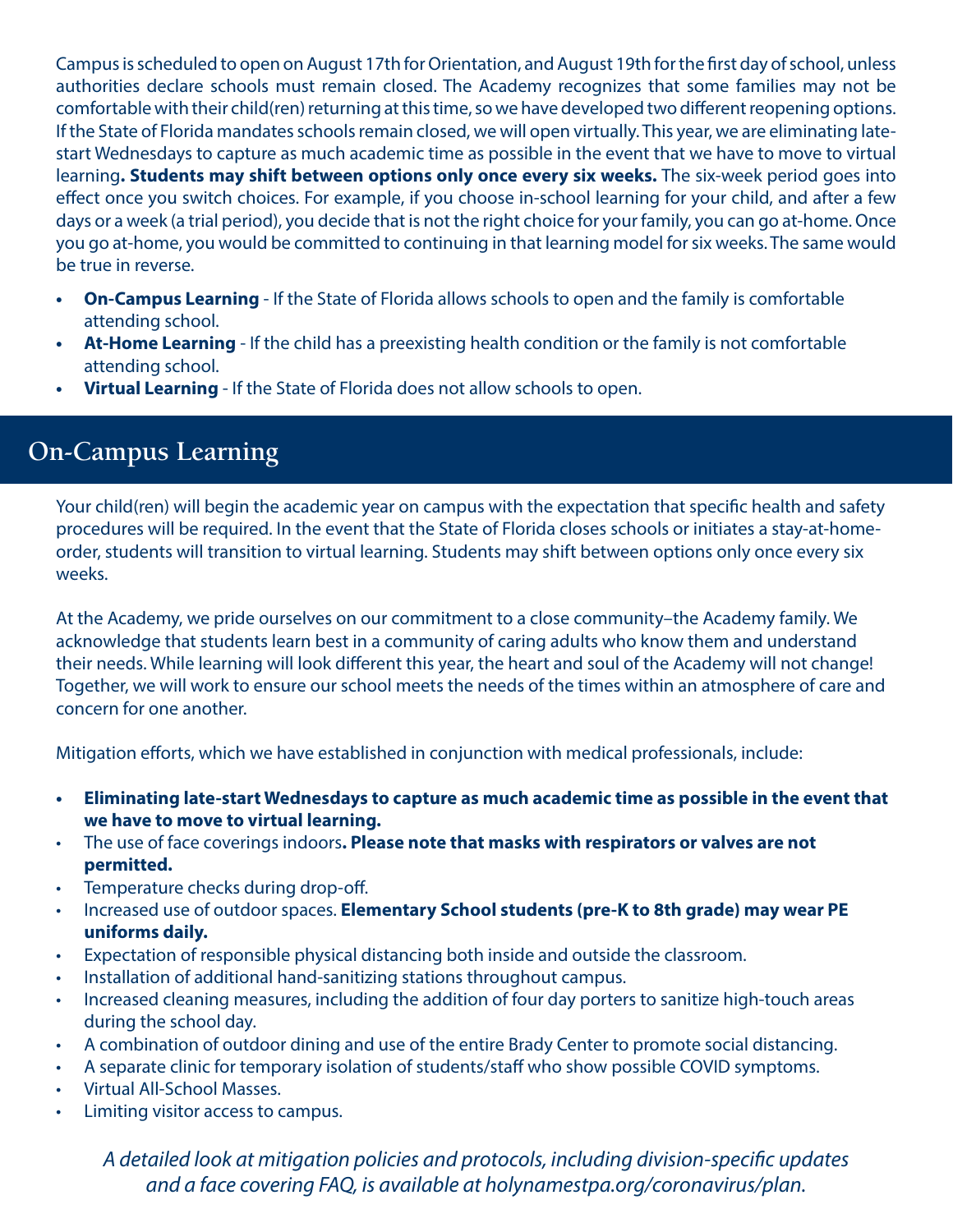Campus is scheduled to open on August 17th for Orientation, and August 19th for the first day of school, unless authorities declare schools must remain closed. The Academy recognizes that some families may not be comfortable with their child(ren) returning at this time, so we have developed two different reopening options. If the State of Florida mandates schools remain closed, we will open virtually. This year, we are eliminating late-start Wednesdays to capture as much academic time as possible in the event that we have to move to virtual learning**. Students may shift between options only once every six weeks.** The six-week period goes into effect once you switch choices. For example, if you choose in-school learning for your child, and after a few days or a week (a trial period), you decide that is not the right choice for your family, you can go at-home. Once you go at-home, you would be committed to continuing in that learning model for six weeks. The same would be true in reverse.

- **On-Campus Learning** - If the State of Florida allows schools to open and the family is comfortable attending school.
- **At-Home Learning** - If the child has a preexisting health condition or the family is not comfortable attending school.
- **Virtual Learning** - If the State of Florida does not allow schools to open.

## On-Campus Learning

Your child(ren) will begin the academic year on campus with the expectation that specific health and safety procedures will be required. In the event that the State of Florida closes schools or initiates a stay-at-home-order, students will transition to virtual learning. Students may shift between options only once every six weeks.

At the Academy, we pride ourselves on our commitment to a close community–the Academy family. We acknowledge that students learn best in a community of caring adults who know them and understand their needs. While learning will look different this year, the heart and soul of the Academy will not change! Together, we will work to ensure our school meets the needs of the times within an atmosphere of care and concern for one another.

Mitigation efforts, which we have established in conjunction with medical professionals, include:

- **Eliminating late-start Wednesdays to capture as much academic time as possible in the event that we have to move to virtual learning.**
- The use of face coverings indoors**. Please note that masks with respirators or valves are not permitted.**
- Temperature checks during drop-off.
- Increased use of outdoor spaces. **Elementary School students (pre-K to 8th grade) may wear PE uniforms daily.**
- Expectation of responsible physical distancing both inside and outside the classroom.
- Installation of additional hand-sanitizing stations throughout campus.
- Increased cleaning measures, including the addition of four day porters to sanitize high-touch areas during the school day.
- A combination of outdoor dining and use of the entire Brady Center to promote social distancing.
- A separate clinic for temporary isolation of students/staff who show possible COVID symptoms.
- Virtual All-School Masses.
- Limiting visitor access to campus.

*A detailed look at mitigation policies and protocols, including division-specific updates and a face covering FAQ, is available at holynamestpa.org/coronavirus/plan.*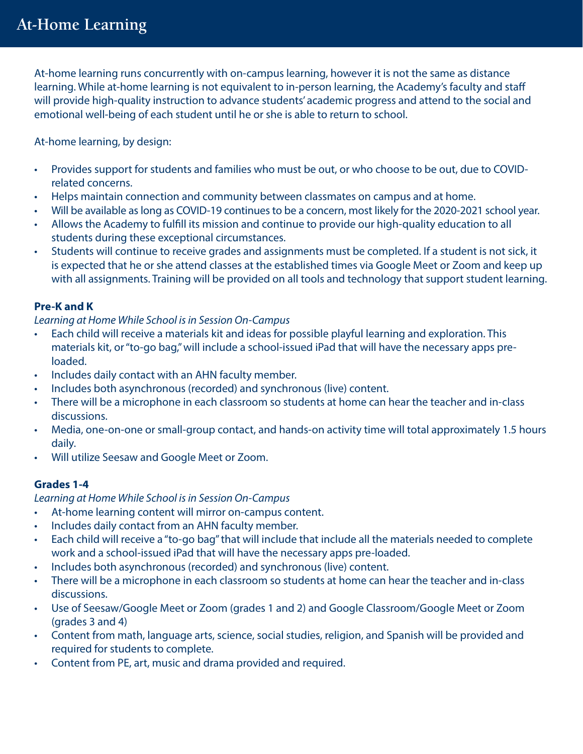# At-Home Learning

At-home learning runs concurrently with on-campus learning, however it is not the same as distance learning. While at-home learning is not equivalent to in-person learning, the Academy's faculty and staff will provide high-quality instruction to advance students' academic progress and attend to the social and emotional well-being of each student until he or she is able to return to school.

At-home learning, by design:

- Provides support for students and families who must be out, or who choose to be out, due to COVID-related concerns.
- Helps maintain connection and community between classmates on campus and at home.
- Will be available as long as COVID-19 continues to be a concern, most likely for the 2020-2021 school year.
- Allows the Academy to fulfill its mission and continue to provide our high-quality education to all students during these exceptional circumstances.
- Students will continue to receive grades and assignments must be completed. If a student is not sick, it is expected that he or she attend classes at the established times via Google Meet or Zoom and keep up with all assignments. Training will be provided on all tools and technology that support student learning.

**Pre-K and K**

*Learning at Home While School is in Session On-Campus*

- Each child will receive a materials kit and ideas for possible playful learning and exploration. This materials kit, or "to-go bag," will include a school-issued iPad that will have the necessary apps pre-loaded.
- Includes daily contact with an AHN faculty member.
- Includes both asynchronous (recorded) and synchronous (live) content.
- There will be a microphone in each classroom so students at home can hear the teacher and in-class discussions.
- Media, one-on-one or small-group contact, and hands-on activity time will total approximately 1.5 hours daily.
- Will utilize Seesaw and Google Meet or Zoom.

**Grades 1-4**

*Learning at Home While School is in Session On-Campus*

- At-home learning content will mirror on-campus content.
- Includes daily contact from an AHN faculty member.
- Each child will receive a "to-go bag" that will include that include all the materials needed to complete work and a school-issued iPad that will have the necessary apps pre-loaded.
- Includes both asynchronous (recorded) and synchronous (live) content.
- There will be a microphone in each classroom so students at home can hear the teacher and in-class discussions.
- Use of Seesaw/Google Meet or Zoom (grades 1 and 2) and Google Classroom/Google Meet or Zoom (grades 3 and 4)
- Content from math, language arts, science, social studies, religion, and Spanish will be provided and required for students to complete.
- Content from PE, art, music and drama provided and required.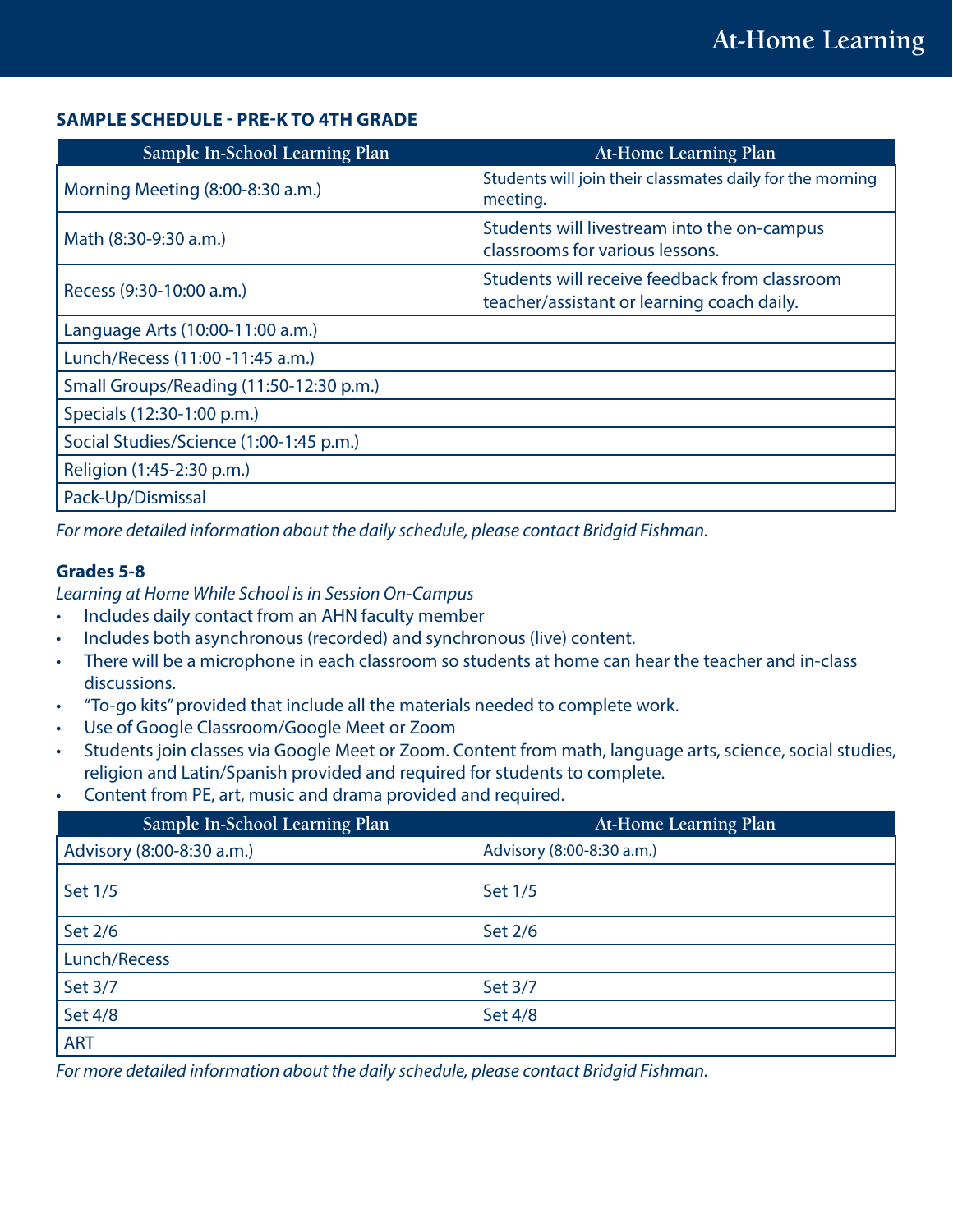## SAMPLE SCHEDULE - PRE-K TO 4TH GRADE

| Sample In-School Learning Plan | At-Home Learning Plan |
|---|---|
| Morning Meeting (8:00-8:30 a.m.) | Students will join their classmates daily for the morning meeting. |
| Math (8:30-9:30 a.m.) | Students will livestream into the on-campus classrooms for various lessons. |
| Recess (9:30-10:00 a.m.) | Students will receive feedback from classroom teacher/assistant or learning coach daily. |
| Language Arts (10:00-11:00 a.m.) | |
| Lunch/Recess (11:00 -11:45 a.m.) | |
| Small Groups/Reading (11:50-12:30 p.m.) | |
| Specials (12:30-1:00 p.m.) | |
| Social Studies/Science (1:00-1:45 p.m.) | |
| Religion (1:45-2:30 p.m.) | |
| Pack-Up/Dismissal | |

*For more detailed information about the daily schedule, please contact Bridgid Fishman.*

### Grades 5-8

*Learning at Home While School is in Session On-Campus*

- Includes daily contact from an AHN faculty member
- Includes both asynchronous (recorded) and synchronous (live) content.
- There will be a microphone in each classroom so students at home can hear the teacher and in-class discussions.
- "To-go kits" provided that include all the materials needed to complete work.
- Use of Google Classroom/Google Meet or Zoom
- Students join classes via Google Meet or Zoom. Content from math, language arts, science, social studies, religion and Latin/Spanish provided and required for students to complete.
- Content from PE, art, music and drama provided and required.

| Sample In-School Learning Plan | At-Home Learning Plan |
|---|---|
| Advisory (8:00-8:30 a.m.) | Advisory (8:00-8:30 a.m.) |
| Set 1/5 | Set 1/5 |
| Set 2/6 | Set 2/6 |
| Lunch/Recess | |
| Set 3/7 | Set 3/7 |
| Set 4/8 | Set 4/8 |
| ART | |

*For more detailed information about the daily schedule, please contact Bridgid Fishman.*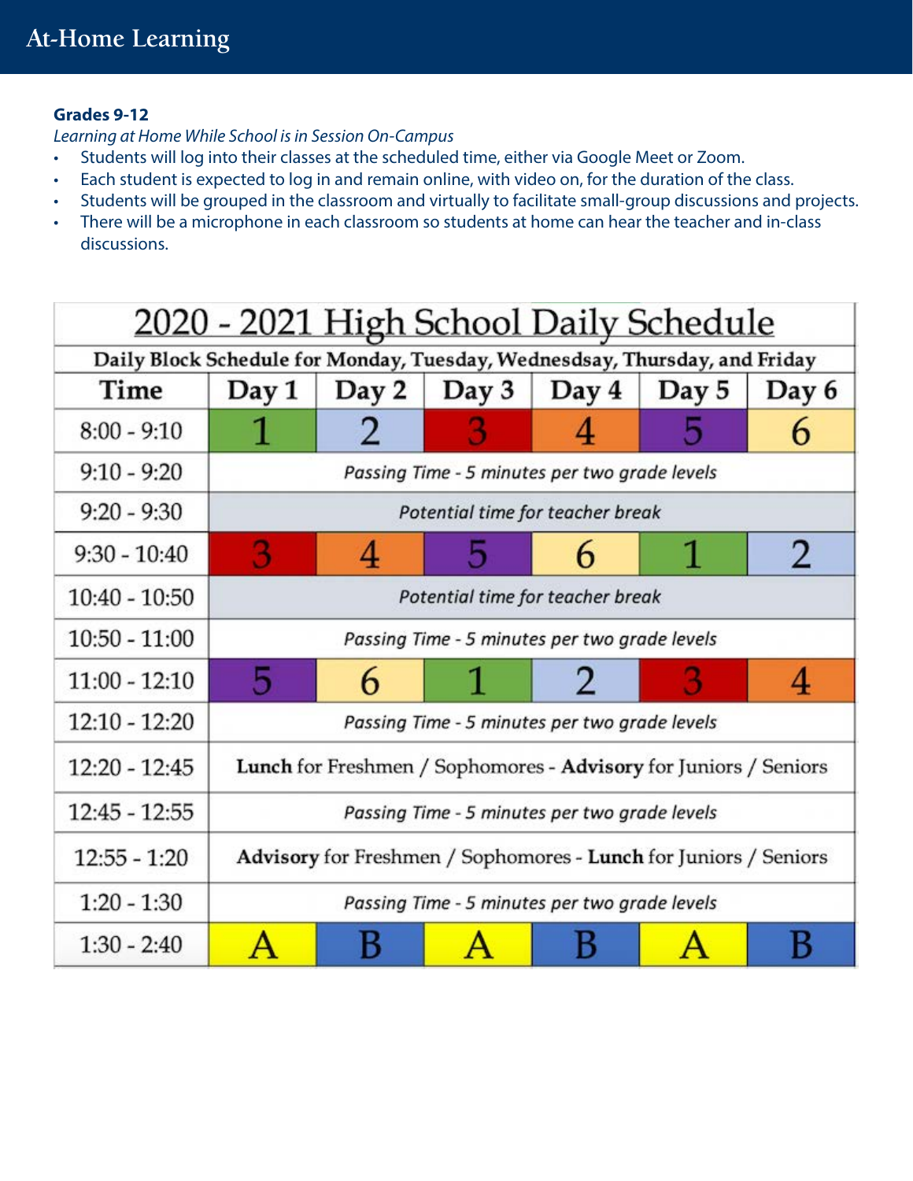# At-Home Learning

**Grades 9-12**

*Learning at Home While School is in Session On-Campus*

- Students will log into their classes at the scheduled time, either via Google Meet or Zoom.
- Each student is expected to log in and remain online, with video on, for the duration of the class.
- Students will be grouped in the classroom and virtually to facilitate small-group discussions and projects.
- There will be a microphone in each classroom so students at home can hear the teacher and in-class discussions.

## 2020 - 2021 High School Daily Schedule

Daily Block Schedule for Monday, Tuesday, Wednesdsay, Thursday, and Friday

| Time | Day 1 | Day 2 | Day 3 | Day 4 | Day 5 | Day 6 |
|---|---|---|---|---|---|---|
| 8:00 - 9:10 | 1 | 2 | 3 | 4 | 5 | 6 |
| 9:10 - 9:20 | *Passing Time - 5 minutes per two grade levels* | | | | | |
| 9:20 - 9:30 | *Potential time for teacher break* | | | | | |
| 9:30 - 10:40 | 3 | 4 | 5 | 6 | 1 | 2 |
| 10:40 - 10:50 | *Potential time for teacher break* | | | | | |
| 10:50 - 11:00 | *Passing Time - 5 minutes per two grade levels* | | | | | |
| 11:00 - 12:10 | 5 | 6 | 1 | 2 | 3 | 4 |
| 12:10 - 12:20 | *Passing Time - 5 minutes per two grade levels* | | | | | |
| 12:20 - 12:45 | **Lunch** for Freshmen / Sophomores - **Advisory** for Juniors / Seniors | | | | | |
| 12:45 - 12:55 | *Passing Time - 5 minutes per two grade levels* | | | | | |
| 12:55 - 1:20 | **Advisory** for Freshmen / Sophomores - **Lunch** for Juniors / Seniors | | | | | |
| 1:20 - 1:30 | *Passing Time - 5 minutes per two grade levels* | | | | | |
| 1:30 - 2:40 | A | B | A | B | A | B |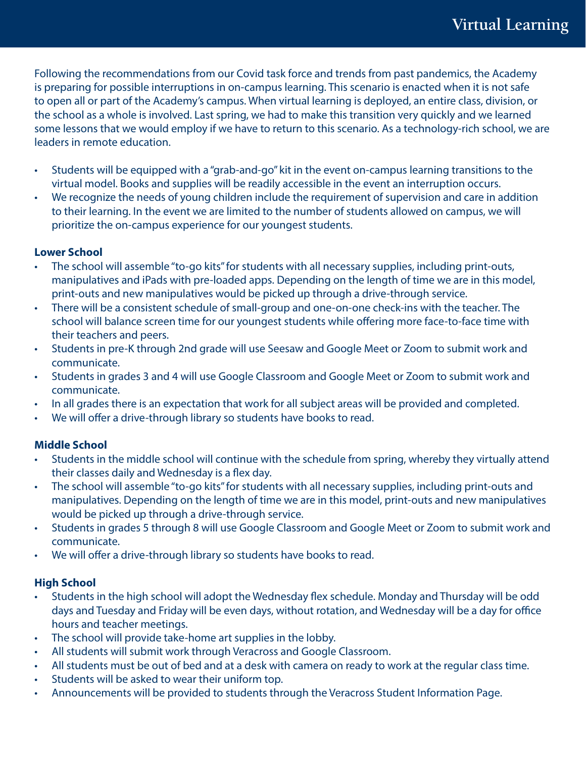# Virtual Learning

Following the recommendations from our Covid task force and trends from past pandemics, the Academy is preparing for possible interruptions in on-campus learning. This scenario is enacted when it is not safe to open all or part of the Academy's campus. When virtual learning is deployed, an entire class, division, or the school as a whole is involved. Last spring, we had to make this transition very quickly and we learned some lessons that we would employ if we have to return to this scenario. As a technology-rich school, we are leaders in remote education.

- Students will be equipped with a "grab-and-go" kit in the event on-campus learning transitions to the virtual model. Books and supplies will be readily accessible in the event an interruption occurs.
- We recognize the needs of young children include the requirement of supervision and care in addition to their learning. In the event we are limited to the number of students allowed on campus, we will prioritize the on-campus experience for our youngest students.

**Lower School**

- The school will assemble "to-go kits" for students with all necessary supplies, including print-outs, manipulatives and iPads with pre-loaded apps. Depending on the length of time we are in this model, print-outs and new manipulatives would be picked up through a drive-through service.
- There will be a consistent schedule of small-group and one-on-one check-ins with the teacher. The school will balance screen time for our youngest students while offering more face-to-face time with their teachers and peers.
- Students in pre-K through 2nd grade will use Seesaw and Google Meet or Zoom to submit work and communicate.
- Students in grades 3 and 4 will use Google Classroom and Google Meet or Zoom to submit work and communicate.
- In all grades there is an expectation that work for all subject areas will be provided and completed.
- We will offer a drive-through library so students have books to read.

**Middle School**

- Students in the middle school will continue with the schedule from spring, whereby they virtually attend their classes daily and Wednesday is a flex day.
- The school will assemble "to-go kits" for students with all necessary supplies, including print-outs and manipulatives. Depending on the length of time we are in this model, print-outs and new manipulatives would be picked up through a drive-through service.
- Students in grades 5 through 8 will use Google Classroom and Google Meet or Zoom to submit work and communicate.
- We will offer a drive-through library so students have books to read.

**High School**

- Students in the high school will adopt the Wednesday flex schedule. Monday and Thursday will be odd days and Tuesday and Friday will be even days, without rotation, and Wednesday will be a day for office hours and teacher meetings.
- The school will provide take-home art supplies in the lobby.
- All students will submit work through Veracross and Google Classroom.
- All students must be out of bed and at a desk with camera on ready to work at the regular class time.
- Students will be asked to wear their uniform top.
- Announcements will be provided to students through the Veracross Student Information Page.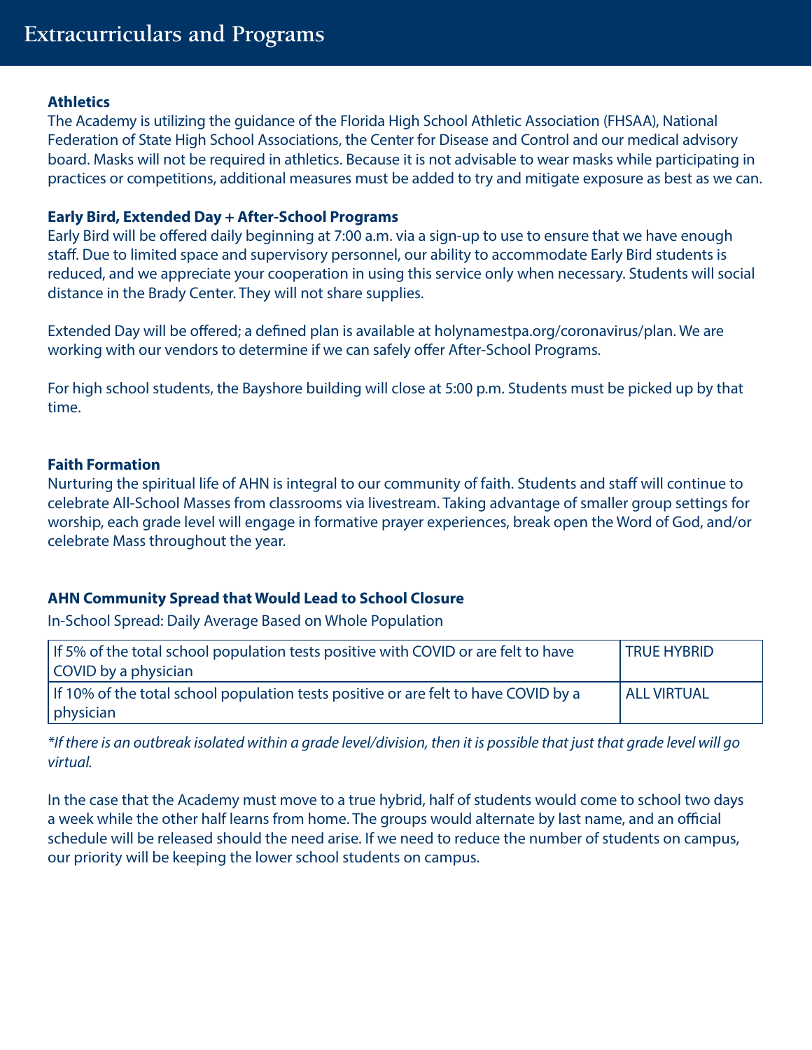# Extracurriculars and Programs

### Athletics

The Academy is utilizing the guidance of the Florida High School Athletic Association (FHSAA), National Federation of State High School Associations, the Center for Disease and Control and our medical advisory board. Masks will not be required in athletics. Because it is not advisable to wear masks while participating in practices or competitions, additional measures must be added to try and mitigate exposure as best as we can.

### Early Bird, Extended Day + After-School Programs

Early Bird will be offered daily beginning at 7:00 a.m. via a sign-up to use to ensure that we have enough staff. Due to limited space and supervisory personnel, our ability to accommodate Early Bird students is reduced, and we appreciate your cooperation in using this service only when necessary. Students will social distance in the Brady Center. They will not share supplies.

Extended Day will be offered; a defined plan is available at holynamestpa.org/coronavirus/plan. We are working with our vendors to determine if we can safely offer After-School Programs.

For high school students, the Bayshore building will close at 5:00 p.m. Students must be picked up by that time.

### Faith Formation

Nurturing the spiritual life of AHN is integral to our community of faith. Students and staff will continue to celebrate All-School Masses from classrooms via livestream. Taking advantage of smaller group settings for worship, each grade level will engage in formative prayer experiences, break open the Word of God, and/or celebrate Mass throughout the year.

### AHN Community Spread that Would Lead to School Closure

In-School Spread: Daily Average Based on Whole Population

| | |
|---|---|
| If 5% of the total school population tests positive with COVID or are felt to have COVID by a physician | TRUE HYBRID |
| If 10% of the total school population tests positive or are felt to have COVID by a physician | ALL VIRTUAL |

*\*If there is an outbreak isolated within a grade level/division, then it is possible that just that grade level will go virtual.*

In the case that the Academy must move to a true hybrid, half of students would come to school two days a week while the other half learns from home. The groups would alternate by last name, and an official schedule will be released should the need arise. If we need to reduce the number of students on campus, our priority will be keeping the lower school students on campus.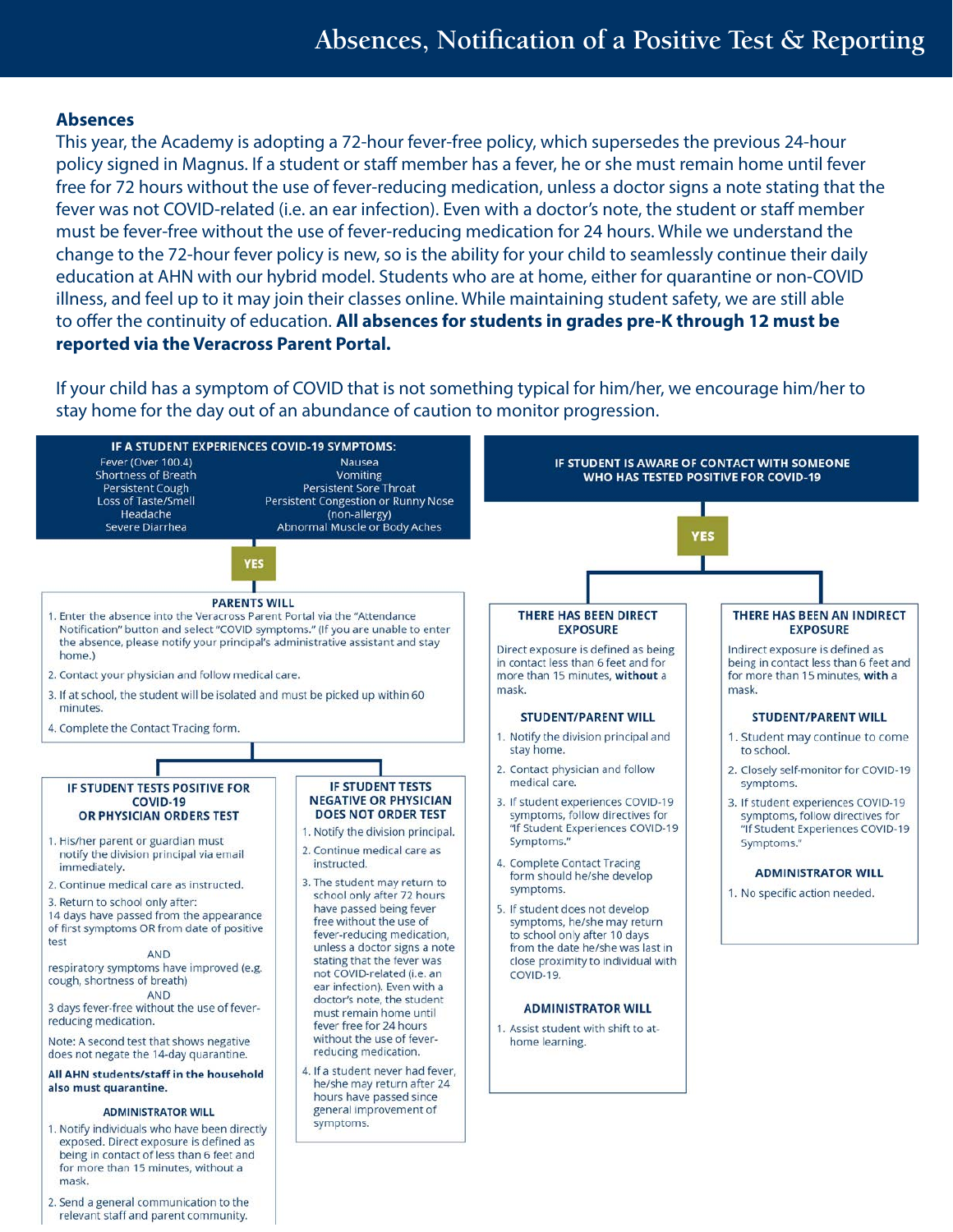# Absences, Notification of a Positive Test & Reporting

**Absences**

This year, the Academy is adopting a 72-hour fever-free policy, which supersedes the previous 24-hour policy signed in Magnus. If a student or staff member has a fever, he or she must remain home until fever free for 72 hours without the use of fever-reducing medication, unless a doctor signs a note stating that the fever was not COVID-related (i.e. an ear infection). Even with a doctor's note, the student or staff member must be fever-free without the use of fever-reducing medication for 24 hours. While we understand the change to the 72-hour fever policy is new, so is the ability for your child to seamlessly continue their daily education at AHN with our hybrid model. Students who are at home, either for quarantine or non-COVID illness, and feel up to it may join their classes online. While maintaining student safety, we are still able to offer the continuity of education. **All absences for students in grades pre-K through 12 must be reported via the Veracross Parent Portal.**

If your child has a symptom of COVID that is not something typical for him/her, we encourage him/her to stay home for the day out of an abundance of caution to monitor progression.

**IF A STUDENT EXPERIENCES COVID-19 SYMPTOMS:**

- Fever (Over 100.4)
- Shortness of Breath
- Persistent Cough
- Loss of Taste/Smell
- Headache
- Severe Diarrhea
- Nausea
- Vomiting
- Persistent Sore Throat
- Persistent Congestion or Runny Nose (non-allergy)
- Abnormal Muscle or Body Aches

**YES**

**PARENTS WILL**

1. Enter the absence into the Veracross Parent Portal via the "Attendance Notification" button and select "COVID symptoms." (If you are unable to enter the absence, please notify your principal's administrative assistant and stay home.)
2. Contact your physician and follow medical care.
3. If at school, the student will be isolated and must be picked up within 60 minutes.
4. Complete the Contact Tracing form.

**IF STUDENT TESTS POSITIVE FOR COVID-19 OR PHYSICIAN ORDERS TEST**

1. His/her parent or guardian must notify the division principal via email immediately.
2. Continue medical care as instructed.
3. Return to school only after:
   14 days have passed from the appearance of first symptoms OR from date of positive test
   AND
   respiratory symptoms have improved (e.g. cough, shortness of breath)
   AND
   3 days fever-free without the use of fever-reducing medication.

Note: A second test that shows negative does not negate the 14-day quarantine.

**All AHN students/staff in the household also must quarantine.**

**ADMINISTRATOR WILL**

1. Notify individuals who have been directly exposed. Direct exposure is defined as being in contact of less than 6 feet and for more than 15 minutes, without a mask.
2. Send a general communication to the relevant staff and parent community.

**IF STUDENT TESTS NEGATIVE OR PHYSICIAN DOES NOT ORDER TEST**

1. Notify the division principal.
2. Continue medical care as instructed.
3. The student may return to school only after 72 hours have passed being fever free without the use of fever-reducing medication, unless a doctor signs a note stating that the fever was not COVID-related (i.e. an ear infection). Even with a doctor's note, the student must remain home until fever free for 24 hours without the use of fever-reducing medication.
4. If a student never had fever, he/she may return after 24 hours have passed since general improvement of symptoms.

**IF STUDENT IS AWARE OF CONTACT WITH SOMEONE WHO HAS TESTED POSITIVE FOR COVID-19**

**YES**

**THERE HAS BEEN DIRECT EXPOSURE**

Direct exposure is defined as being in contact less than 6 feet and for more than 15 minutes, **without** a mask.

**STUDENT/PARENT WILL**

1. Notify the division principal and stay home.
2. Contact physician and follow medical care.
3. If student experiences COVID-19 symptoms, follow directives for "If Student Experiences COVID-19 Symptoms."
4. Complete Contact Tracing form should he/she develop symptoms.
5. If student does not develop symptoms, he/she may return to school only after 10 days from the date he/she was last in close proximity to individual with COVID-19.

**ADMINISTRATOR WILL**

1. Assist student with shift to at-home learning.

**THERE HAS BEEN AN INDIRECT EXPOSURE**

Indirect exposure is defined as being in contact less than 6 feet and for more than 15 minutes, **with** a mask.

**STUDENT/PARENT WILL**

1. Student may continue to come to school.
2. Closely self-monitor for COVID-19 symptoms.
3. If student experiences COVID-19 symptoms, follow directives for "If Student Experiences COVID-19 Symptoms."

**ADMINISTRATOR WILL**

1. No specific action needed.